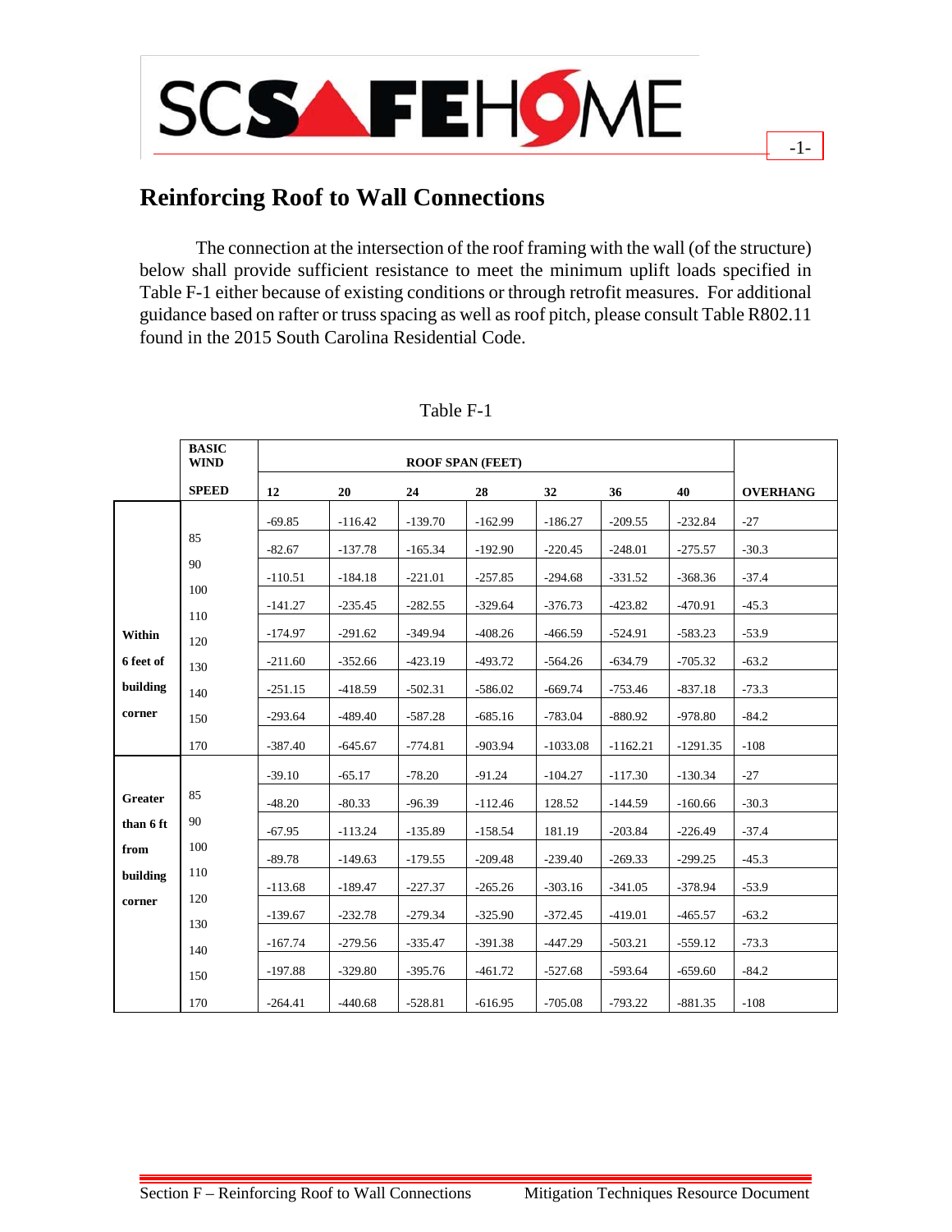## Reinforcing Roof to Wall Connections

The connection at the intersection of the roof framing with the wall (of the structure) below shall provide sufficient resistance to meet the minimum uplift loads specified in Table F-1 either because of existing conditions or through retrofit measures. For additional guidance based on rafter or truss spacing as well as roof pitch, please consult Table R802.11 found in the 2015 South Carolina Residential Code.

Table F-1

| | **BASIC WIND SPEED** | **ROOF SPAN (FEET)** | | | | | | | |
|---|---|---|---|---|---|---|---|---|---|
| | | **12** | **20** | **24** | **28** | **32** | **36** | **40** | **OVERHANG** |
| **Within 6 feet of building corner** | 85 | -69.85 | -116.42 | -139.70 | -162.99 | -186.27 | -209.55 | -232.84 | -27 |
| | 90 | -82.67 | -137.78 | -165.34 | -192.90 | -220.45 | -248.01 | -275.57 | -30.3 |
| | 100 | -110.51 | -184.18 | -221.01 | -257.85 | -294.68 | -331.52 | -368.36 | -37.4 |
| | 110 | -141.27 | -235.45 | -282.55 | -329.64 | -376.73 | -423.82 | -470.91 | -45.3 |
| | 120 | -174.97 | -291.62 | -349.94 | -408.26 | -466.59 | -524.91 | -583.23 | -53.9 |
| | 130 | -211.60 | -352.66 | -423.19 | -493.72 | -564.26 | -634.79 | -705.32 | -63.2 |
| | 140 | -251.15 | -418.59 | -502.31 | -586.02 | -669.74 | -753.46 | -837.18 | -73.3 |
| | 150 | -293.64 | -489.40 | -587.28 | -685.16 | -783.04 | -880.92 | -978.80 | -84.2 |
| | 170 | -387.40 | -645.67 | -774.81 | -903.94 | -1033.08 | -1162.21 | -1291.35 | -108 |
| **Greater than 6 ft from building corner** | 85 | -39.10 | -65.17 | -78.20 | -91.24 | -104.27 | -117.30 | -130.34 | -27 |
| | 90 | -48.20 | -80.33 | -96.39 | -112.46 | 128.52 | -144.59 | -160.66 | -30.3 |
| | 100 | -67.95 | -113.24 | -135.89 | -158.54 | 181.19 | -203.84 | -226.49 | -37.4 |
| | 110 | -89.78 | -149.63 | -179.55 | -209.48 | -239.40 | -269.33 | -299.25 | -45.3 |
| | 120 | -113.68 | -189.47 | -227.37 | -265.26 | -303.16 | -341.05 | -378.94 | -53.9 |
| | 130 | -139.67 | -232.78 | -279.34 | -325.90 | -372.45 | -419.01 | -465.57 | -63.2 |
| | 140 | -167.74 | -279.56 | -335.47 | -391.38 | -447.29 | -503.21 | -559.12 | -73.3 |
| | 150 | -197.88 | -329.80 | -395.76 | -461.72 | -527.68 | -593.64 | -659.60 | -84.2 |
| | 170 | -264.41 | -440.68 | -528.81 | -616.95 | -705.08 | -793.22 | -881.35 | -108 |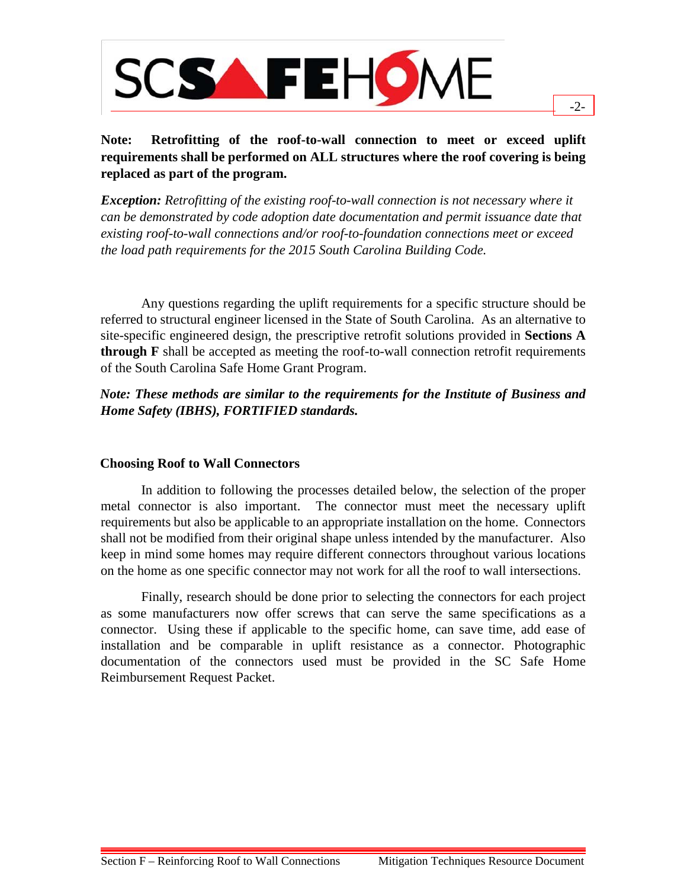**Note: Retrofitting of the roof-to-wall connection to meet or exceed uplift requirements shall be performed on ALL structures where the roof covering is being replaced as part of the program.**

***Exception:*** *Retrofitting of the existing roof-to-wall connection is not necessary where it can be demonstrated by code adoption date documentation and permit issuance date that existing roof-to-wall connections and/or roof-to-foundation connections meet or exceed the load path requirements for the 2015 South Carolina Building Code.*

Any questions regarding the uplift requirements for a specific structure should be referred to structural engineer licensed in the State of South Carolina. As an alternative to site-specific engineered design, the prescriptive retrofit solutions provided in **Sections A through F** shall be accepted as meeting the roof-to-wall connection retrofit requirements of the South Carolina Safe Home Grant Program.

***Note: These methods are similar to the requirements for the Institute of Business and Home Safety (IBHS), FORTIFIED standards.***

### Choosing Roof to Wall Connectors

In addition to following the processes detailed below, the selection of the proper metal connector is also important. The connector must meet the necessary uplift requirements but also be applicable to an appropriate installation on the home. Connectors shall not be modified from their original shape unless intended by the manufacturer. Also keep in mind some homes may require different connectors throughout various locations on the home as one specific connector may not work for all the roof to wall intersections.

Finally, research should be done prior to selecting the connectors for each project as some manufacturers now offer screws that can serve the same specifications as a connector. Using these if applicable to the specific home, can save time, add ease of installation and be comparable in uplift resistance as a connector. Photographic documentation of the connectors used must be provided in the SC Safe Home Reimbursement Request Packet.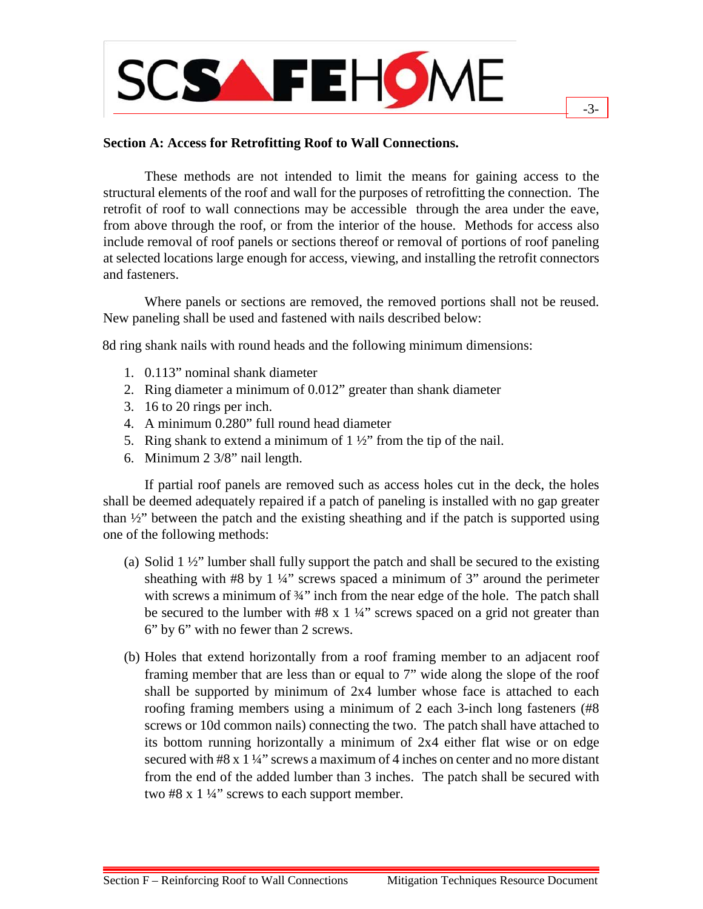## Section A: Access for Retrofitting Roof to Wall Connections.

These methods are not intended to limit the means for gaining access to the structural elements of the roof and wall for the purposes of retrofitting the connection. The retrofit of roof to wall connections may be accessible through the area under the eave, from above through the roof, or from the interior of the house. Methods for access also include removal of roof panels or sections thereof or removal of portions of roof paneling at selected locations large enough for access, viewing, and installing the retrofit connectors and fasteners.

Where panels or sections are removed, the removed portions shall not be reused. New paneling shall be used and fastened with nails described below:

8d ring shank nails with round heads and the following minimum dimensions:

1. 0.113" nominal shank diameter
2. Ring diameter a minimum of 0.012" greater than shank diameter
3. 16 to 20 rings per inch.
4. A minimum 0.280" full round head diameter
5. Ring shank to extend a minimum of 1 ½" from the tip of the nail.
6. Minimum 2 3/8" nail length.

If partial roof panels are removed such as access holes cut in the deck, the holes shall be deemed adequately repaired if a patch of paneling is installed with no gap greater than ½" between the patch and the existing sheathing and if the patch is supported using one of the following methods:

(a) Solid 1 ½" lumber shall fully support the patch and shall be secured to the existing sheathing with #8 by 1 ¼" screws spaced a minimum of 3" around the perimeter with screws a minimum of ¾" inch from the near edge of the hole. The patch shall be secured to the lumber with #8 x 1 ¼" screws spaced on a grid not greater than 6" by 6" with no fewer than 2 screws.

(b) Holes that extend horizontally from a roof framing member to an adjacent roof framing member that are less than or equal to 7" wide along the slope of the roof shall be supported by minimum of 2x4 lumber whose face is attached to each roofing framing members using a minimum of 2 each 3-inch long fasteners (#8 screws or 10d common nails) connecting the two. The patch shall have attached to its bottom running horizontally a minimum of 2x4 either flat wise or on edge secured with #8 x 1 ¼" screws a maximum of 4 inches on center and no more distant from the end of the added lumber than 3 inches. The patch shall be secured with two #8 x 1 ¼" screws to each support member.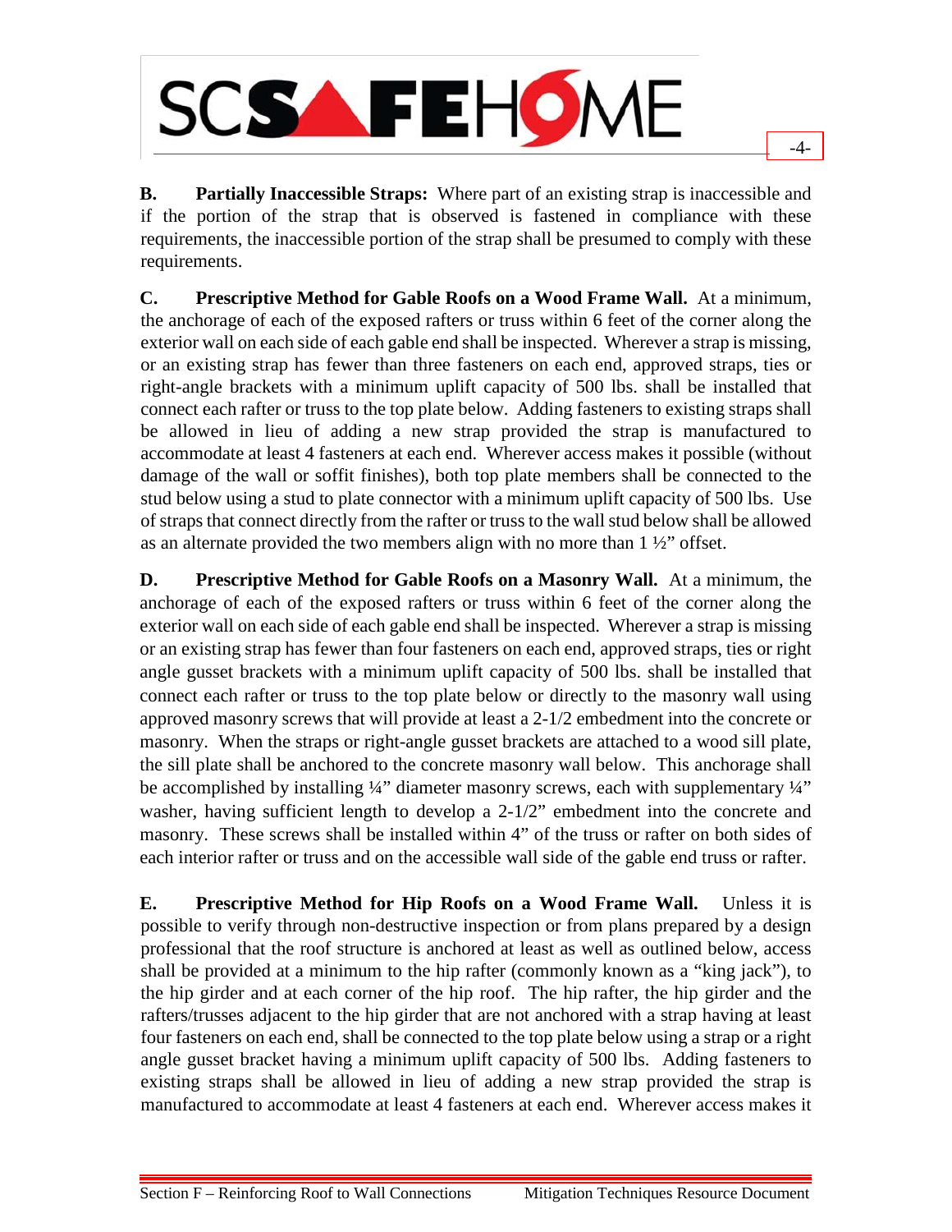**B. Partially Inaccessible Straps:** Where part of an existing strap is inaccessible and if the portion of the strap that is observed is fastened in compliance with these requirements, the inaccessible portion of the strap shall be presumed to comply with these requirements.

**C. Prescriptive Method for Gable Roofs on a Wood Frame Wall.** At a minimum, the anchorage of each of the exposed rafters or truss within 6 feet of the corner along the exterior wall on each side of each gable end shall be inspected. Wherever a strap is missing, or an existing strap has fewer than three fasteners on each end, approved straps, ties or right-angle brackets with a minimum uplift capacity of 500 lbs. shall be installed that connect each rafter or truss to the top plate below. Adding fasteners to existing straps shall be allowed in lieu of adding a new strap provided the strap is manufactured to accommodate at least 4 fasteners at each end. Wherever access makes it possible (without damage of the wall or soffit finishes), both top plate members shall be connected to the stud below using a stud to plate connector with a minimum uplift capacity of 500 lbs. Use of straps that connect directly from the rafter or truss to the wall stud below shall be allowed as an alternate provided the two members align with no more than 1 ½" offset.

**D. Prescriptive Method for Gable Roofs on a Masonry Wall.** At a minimum, the anchorage of each of the exposed rafters or truss within 6 feet of the corner along the exterior wall on each side of each gable end shall be inspected. Wherever a strap is missing or an existing strap has fewer than four fasteners on each end, approved straps, ties or right angle gusset brackets with a minimum uplift capacity of 500 lbs. shall be installed that connect each rafter or truss to the top plate below or directly to the masonry wall using approved masonry screws that will provide at least a 2-1/2 embedment into the concrete or masonry. When the straps or right-angle gusset brackets are attached to a wood sill plate, the sill plate shall be anchored to the concrete masonry wall below. This anchorage shall be accomplished by installing ¼" diameter masonry screws, each with supplementary ¼" washer, having sufficient length to develop a 2-1/2" embedment into the concrete and masonry. These screws shall be installed within 4" of the truss or rafter on both sides of each interior rafter or truss and on the accessible wall side of the gable end truss or rafter.

**E. Prescriptive Method for Hip Roofs on a Wood Frame Wall.** Unless it is possible to verify through non-destructive inspection or from plans prepared by a design professional that the roof structure is anchored at least as well as outlined below, access shall be provided at a minimum to the hip rafter (commonly known as a "king jack"), to the hip girder and at each corner of the hip roof. The hip rafter, the hip girder and the rafters/trusses adjacent to the hip girder that are not anchored with a strap having at least four fasteners on each end, shall be connected to the top plate below using a strap or a right angle gusset bracket having a minimum uplift capacity of 500 lbs. Adding fasteners to existing straps shall be allowed in lieu of adding a new strap provided the strap is manufactured to accommodate at least 4 fasteners at each end. Wherever access makes it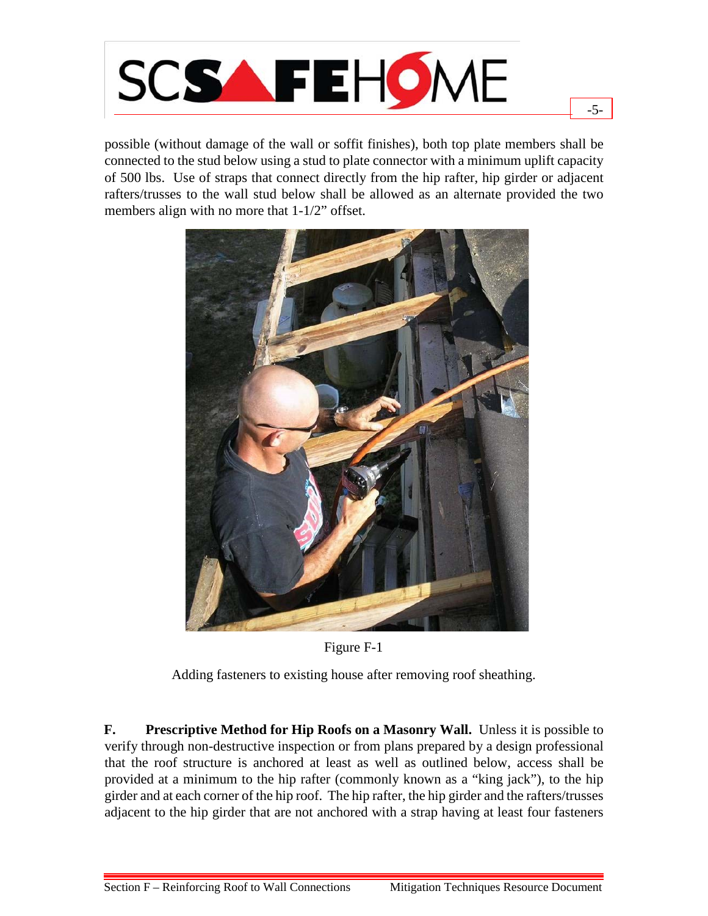possible (without damage of the wall or soffit finishes), both top plate members shall be connected to the stud below using a stud to plate connector with a minimum uplift capacity of 500 lbs. Use of straps that connect directly from the hip rafter, hip girder or adjacent rafters/trusses to the wall stud below shall be allowed as an alternate provided the two members align with no more that 1-1/2" offset.

Figure F-1

Adding fasteners to existing house after removing roof sheathing.

**F. Prescriptive Method for Hip Roofs on a Masonry Wall.** Unless it is possible to verify through non-destructive inspection or from plans prepared by a design professional that the roof structure is anchored at least as well as outlined below, access shall be provided at a minimum to the hip rafter (commonly known as a "king jack"), to the hip girder and at each corner of the hip roof. The hip rafter, the hip girder and the rafters/trusses adjacent to the hip girder that are not anchored with a strap having at least four fasteners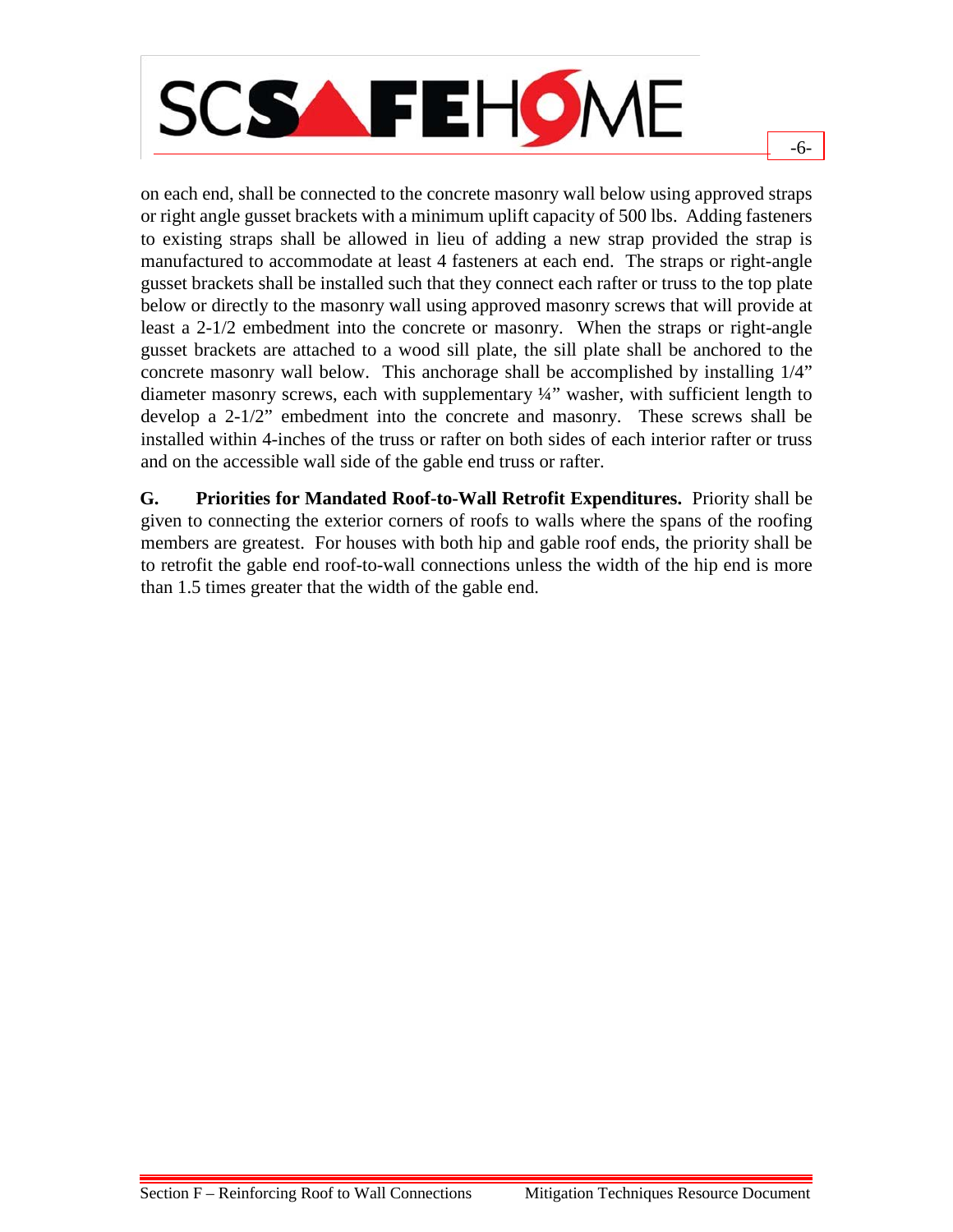on each end, shall be connected to the concrete masonry wall below using approved straps or right angle gusset brackets with a minimum uplift capacity of 500 lbs. Adding fasteners to existing straps shall be allowed in lieu of adding a new strap provided the strap is manufactured to accommodate at least 4 fasteners at each end. The straps or right-angle gusset brackets shall be installed such that they connect each rafter or truss to the top plate below or directly to the masonry wall using approved masonry screws that will provide at least a 2-1/2 embedment into the concrete or masonry. When the straps or right-angle gusset brackets are attached to a wood sill plate, the sill plate shall be anchored to the concrete masonry wall below. This anchorage shall be accomplished by installing 1/4" diameter masonry screws, each with supplementary ¼" washer, with sufficient length to develop a 2-1/2" embedment into the concrete and masonry. These screws shall be installed within 4-inches of the truss or rafter on both sides of each interior rafter or truss and on the accessible wall side of the gable end truss or rafter.

**G. Priorities for Mandated Roof-to-Wall Retrofit Expenditures.** Priority shall be given to connecting the exterior corners of roofs to walls where the spans of the roofing members are greatest. For houses with both hip and gable roof ends, the priority shall be to retrofit the gable end roof-to-wall connections unless the width of the hip end is more than 1.5 times greater that the width of the gable end.